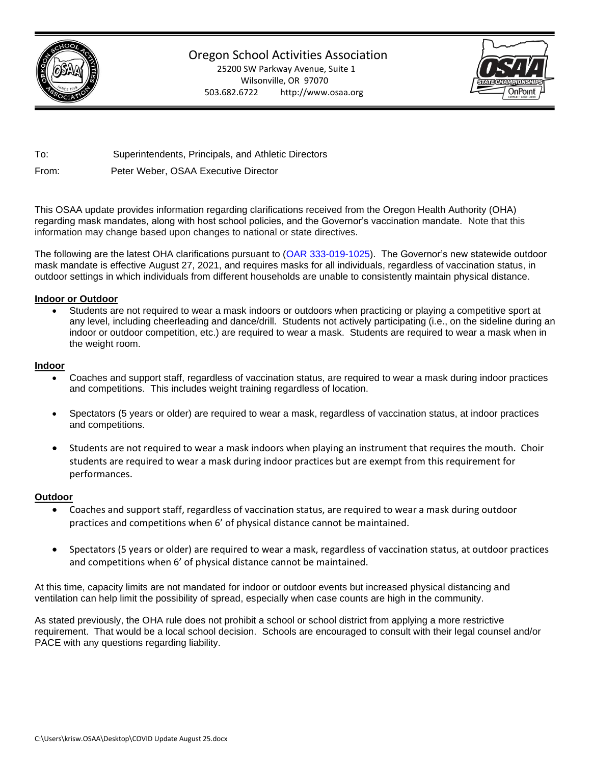# Oregon School Activities Association

25200 SW Parkway Avenue, Suite 1
Wilsonville, OR 97070
503.682.6722 http://www.osaa.org

To: Superintendents, Principals, and Athletic Directors

From: Peter Weber, OSAA Executive Director

This OSAA update provides information regarding clarifications received from the Oregon Health Authority (OHA) regarding mask mandates, along with host school policies, and the Governor's vaccination mandate. Note that this information may change based upon changes to national or state directives.

The following are the latest OHA clarifications pursuant to (OAR 333-019-1025). The Governor's new statewide outdoor mask mandate is effective August 27, 2021, and requires masks for all individuals, regardless of vaccination status, in outdoor settings in which individuals from different households are unable to consistently maintain physical distance.

**Indoor or Outdoor**

- Students are not required to wear a mask indoors or outdoors when practicing or playing a competitive sport at any level, including cheerleading and dance/drill. Students not actively participating (i.e., on the sideline during an indoor or outdoor competition, etc.) are required to wear a mask. Students are required to wear a mask when in the weight room.

**Indoor**

- Coaches and support staff, regardless of vaccination status, are required to wear a mask during indoor practices and competitions. This includes weight training regardless of location.
- Spectators (5 years or older) are required to wear a mask, regardless of vaccination status, at indoor practices and competitions.
- Students are not required to wear a mask indoors when playing an instrument that requires the mouth. Choir students are required to wear a mask during indoor practices but are exempt from this requirement for performances.

**Outdoor**

- Coaches and support staff, regardless of vaccination status, are required to wear a mask during outdoor practices and competitions when 6' of physical distance cannot be maintained.
- Spectators (5 years or older) are required to wear a mask, regardless of vaccination status, at outdoor practices and competitions when 6' of physical distance cannot be maintained.

At this time, capacity limits are not mandated for indoor or outdoor events but increased physical distancing and ventilation can help limit the possibility of spread, especially when case counts are high in the community.

As stated previously, the OHA rule does not prohibit a school or school district from applying a more restrictive requirement. That would be a local school decision. Schools are encouraged to consult with their legal counsel and/or PACE with any questions regarding liability.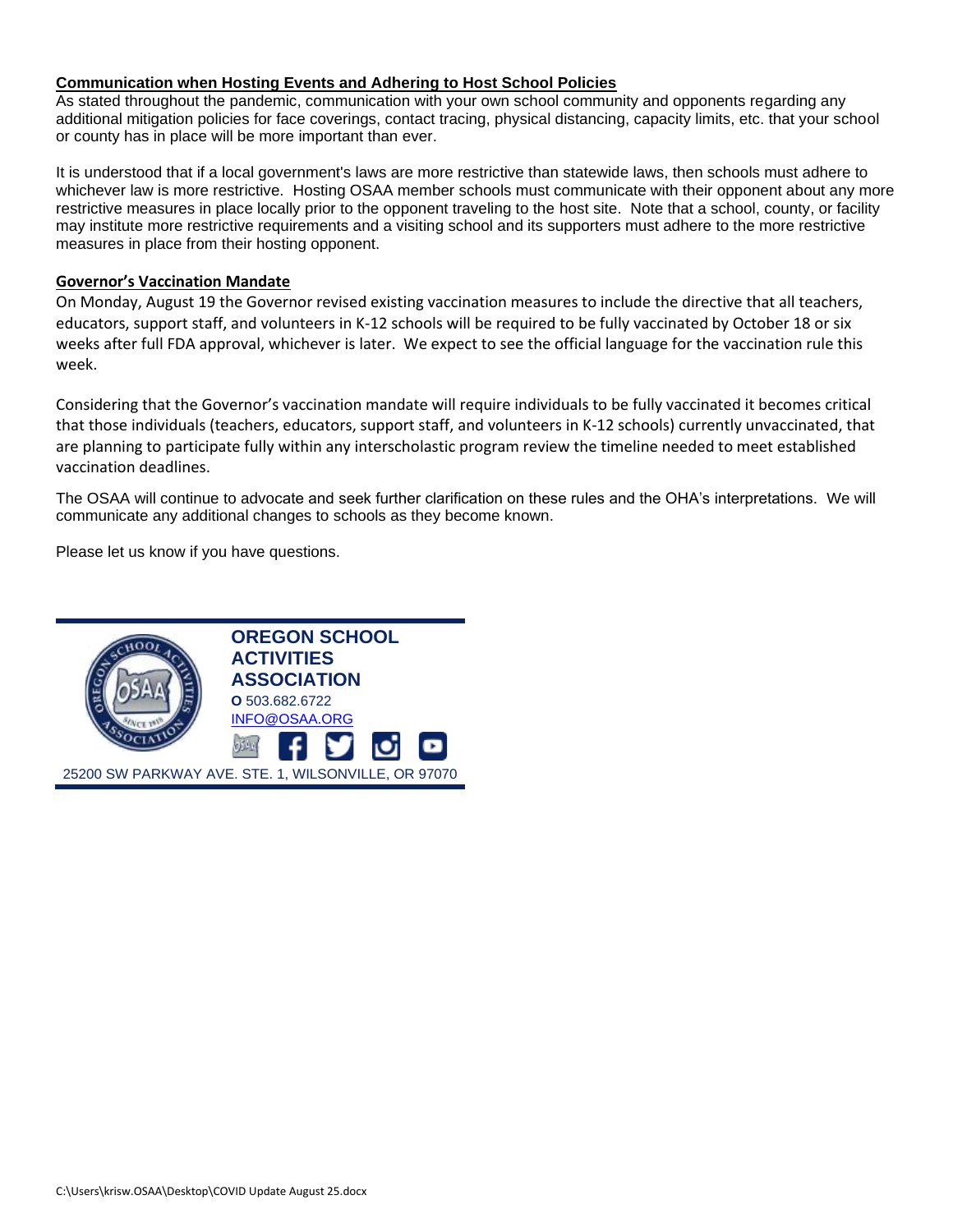**Communication when Hosting Events and Adhering to Host School Policies**

As stated throughout the pandemic, communication with your own school community and opponents regarding any additional mitigation policies for face coverings, contact tracing, physical distancing, capacity limits, etc. that your school or county has in place will be more important than ever.

It is understood that if a local government's laws are more restrictive than statewide laws, then schools must adhere to whichever law is more restrictive. Hosting OSAA member schools must communicate with their opponent about any more restrictive measures in place locally prior to the opponent traveling to the host site. Note that a school, county, or facility may institute more restrictive requirements and a visiting school and its supporters must adhere to the more restrictive measures in place from their hosting opponent.

**Governor's Vaccination Mandate**

On Monday, August 19 the Governor revised existing vaccination measures to include the directive that all teachers, educators, support staff, and volunteers in K-12 schools will be required to be fully vaccinated by October 18 or six weeks after full FDA approval, whichever is later. We expect to see the official language for the vaccination rule this week.

Considering that the Governor's vaccination mandate will require individuals to be fully vaccinated it becomes critical that those individuals (teachers, educators, support staff, and volunteers in K-12 schools) currently unvaccinated, that are planning to participate fully within any interscholastic program review the timeline needed to meet established vaccination deadlines.

The OSAA will continue to advocate and seek further clarification on these rules and the OHA's interpretations. We will communicate any additional changes to schools as they become known.

Please let us know if you have questions.

**OREGON SCHOOL ACTIVITIES ASSOCIATION**

**O** 503.682.6722

INFO@OSAA.ORG

25200 SW PARKWAY AVE. STE. 1, WILSONVILLE, OR 97070

C:\Users\krisw.OSAA\Desktop\COVID Update August 25.docx